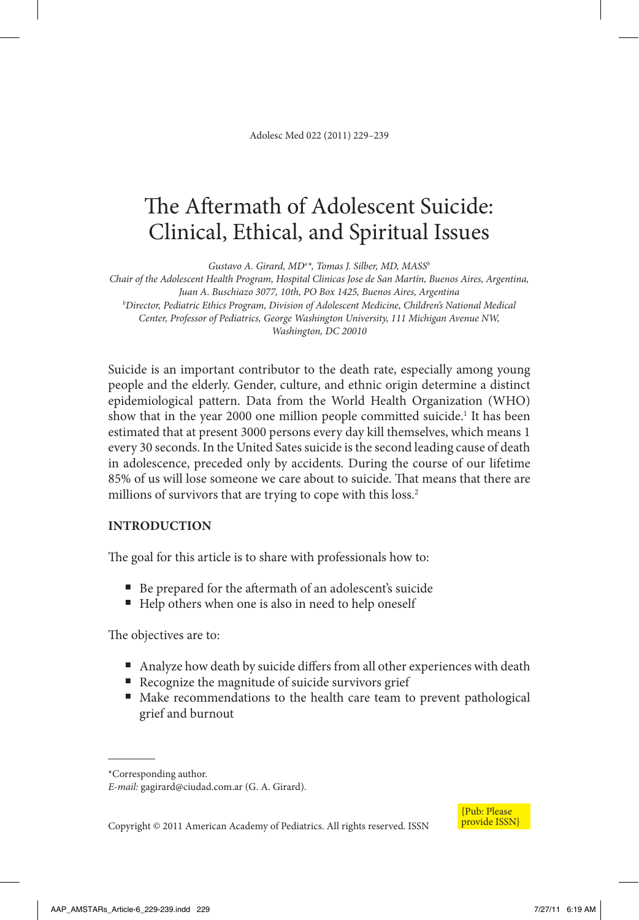# The Aftermath of Adolescent Suicide: Clinical, Ethical, and Spiritual Issues

*Gustavo A. Girard, MD[a]*, Tomas J. Silber, MD, MASS[b]*

*[a]Chair of the Adolescent Health Program, Hospital Clinicas Jose de San Martín, Buenos Aires, Argentina, Juan A. Buschiazo 3077, 10th, PO Box 1425, Buenos Aires, Argentina*
*[b]Director, Pediatric Ethics Program, Division of Adolescent Medicine, Children's National Medical Center, Professor of Pediatrics, George Washington University, 111 Michigan Avenue NW, Washington, DC 20010*

Suicide is an important contributor to the death rate, especially among young people and the elderly. Gender, culture, and ethnic origin determine a distinct epidemiological pattern. Data from the World Health Organization (WHO) show that in the year 2000 one million people committed suicide.[1] It has been estimated that at present 3000 persons every day kill themselves, which means 1 every 30 seconds. In the United Sates suicide is the second leading cause of death in adolescence, preceded only by accidents. During the course of our lifetime 85% of us will lose someone we care about to suicide. That means that there are millions of survivors that are trying to cope with this loss.[2]

## INTRODUCTION

The goal for this article is to share with professionals how to:

- Be prepared for the aftermath of an adolescent's suicide
- Help others when one is also in need to help oneself

The objectives are to:

- Analyze how death by suicide differs from all other experiences with death
- Recognize the magnitude of suicide survivors grief
- Make recommendations to the health care team to prevent pathological grief and burnout

---

*Corresponding author.
*E-mail:* gagirard@ciudad.com.ar (G. A. Girard).

Copyright © 2011 American Academy of Pediatrics. All rights reserved. ISSN

{Pub: Please provide ISSN}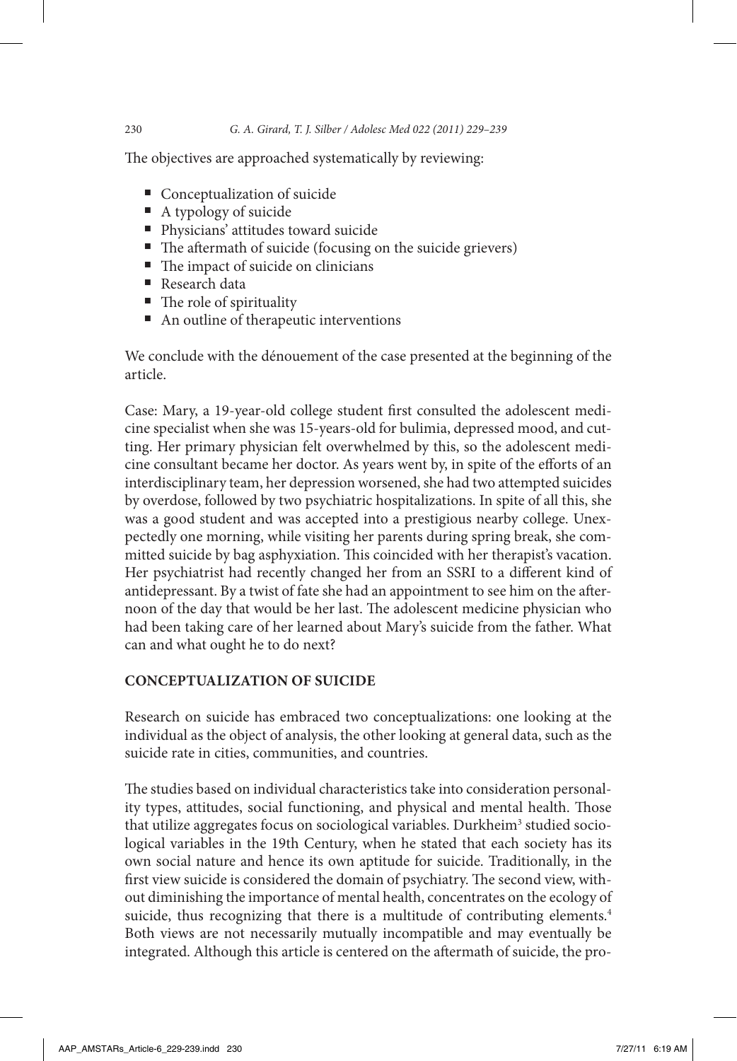The objectives are approached systematically by reviewing:

- Conceptualization of suicide
- A typology of suicide
- Physicians' attitudes toward suicide
- The aftermath of suicide (focusing on the suicide grievers)
- The impact of suicide on clinicians
- Research data
- The role of spirituality
- An outline of therapeutic interventions

We conclude with the dénouement of the case presented at the beginning of the article.

Case: Mary, a 19-year-old college student first consulted the adolescent medicine specialist when she was 15-years-old for bulimia, depressed mood, and cutting. Her primary physician felt overwhelmed by this, so the adolescent medicine consultant became her doctor. As years went by, in spite of the efforts of an interdisciplinary team, her depression worsened, she had two attempted suicides by overdose, followed by two psychiatric hospitalizations. In spite of all this, she was a good student and was accepted into a prestigious nearby college. Unexpectedly one morning, while visiting her parents during spring break, she committed suicide by bag asphyxiation. This coincided with her therapist's vacation. Her psychiatrist had recently changed her from an SSRI to a different kind of antidepressant. By a twist of fate she had an appointment to see him on the afternoon of the day that would be her last. The adolescent medicine physician who had been taking care of her learned about Mary's suicide from the father. What can and what ought he to do next?

## CONCEPTUALIZATION OF SUICIDE

Research on suicide has embraced two conceptualizations: one looking at the individual as the object of analysis, the other looking at general data, such as the suicide rate in cities, communities, and countries.

The studies based on individual characteristics take into consideration personality types, attitudes, social functioning, and physical and mental health. Those that utilize aggregates focus on sociological variables. Durkheim[3] studied sociological variables in the 19th Century, when he stated that each society has its own social nature and hence its own aptitude for suicide. Traditionally, in the first view suicide is considered the domain of psychiatry. The second view, without diminishing the importance of mental health, concentrates on the ecology of suicide, thus recognizing that there is a multitude of contributing elements.[4] Both views are not necessarily mutually incompatible and may eventually be integrated. Although this article is centered on the aftermath of suicide, the pro-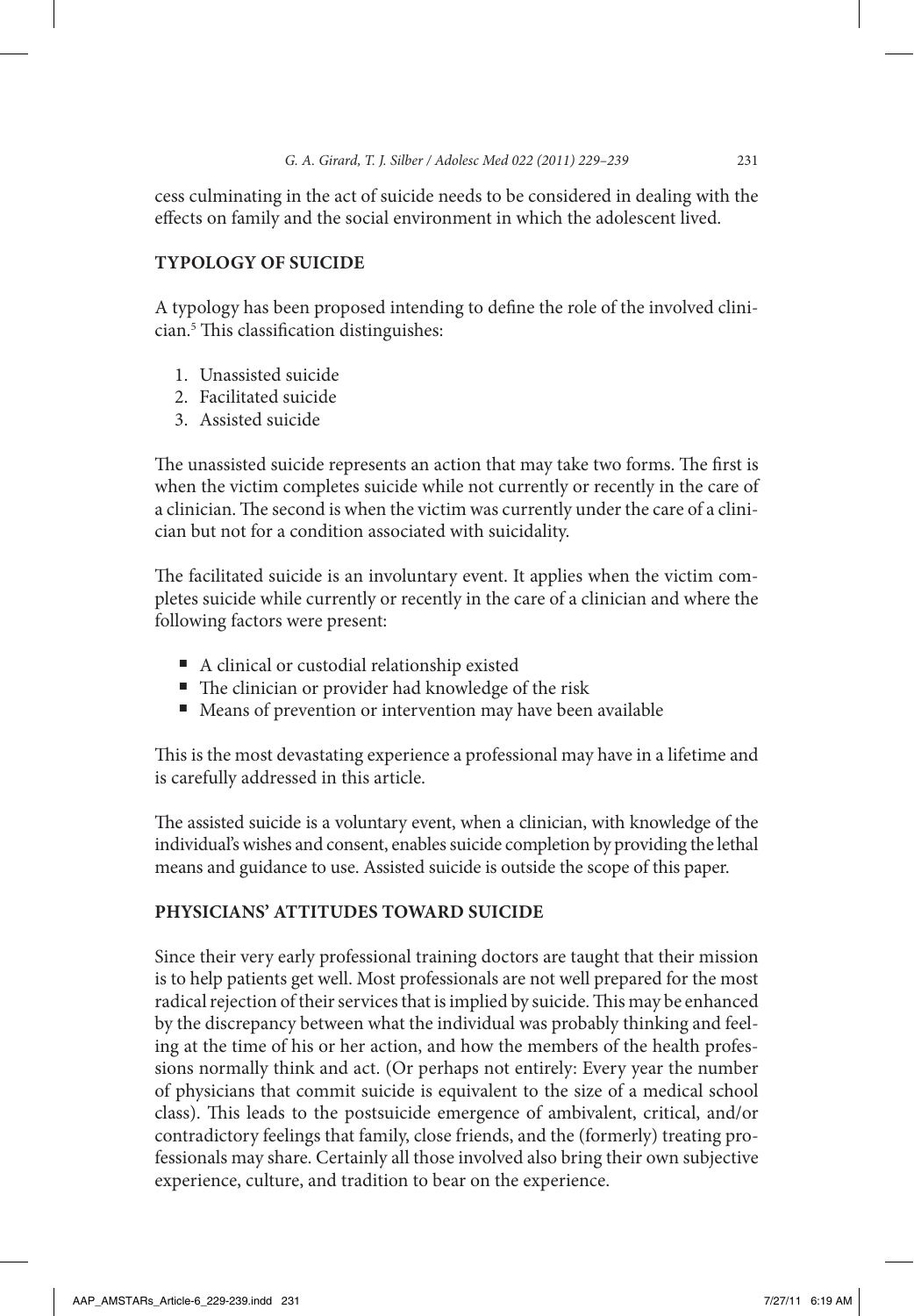cess culminating in the act of suicide needs to be considered in dealing with the effects on family and the social environment in which the adolescent lived.

## TYPOLOGY OF SUICIDE

A typology has been proposed intending to define the role of the involved clinician.[5] This classification distinguishes:

1. Unassisted suicide
2. Facilitated suicide
3. Assisted suicide

The unassisted suicide represents an action that may take two forms. The first is when the victim completes suicide while not currently or recently in the care of a clinician. The second is when the victim was currently under the care of a clinician but not for a condition associated with suicidality.

The facilitated suicide is an involuntary event. It applies when the victim completes suicide while currently or recently in the care of a clinician and where the following factors were present:

- A clinical or custodial relationship existed
- The clinician or provider had knowledge of the risk
- Means of prevention or intervention may have been available

This is the most devastating experience a professional may have in a lifetime and is carefully addressed in this article.

The assisted suicide is a voluntary event, when a clinician, with knowledge of the individual's wishes and consent, enables suicide completion by providing the lethal means and guidance to use. Assisted suicide is outside the scope of this paper.

## PHYSICIANS' ATTITUDES TOWARD SUICIDE

Since their very early professional training doctors are taught that their mission is to help patients get well. Most professionals are not well prepared for the most radical rejection of their services that is implied by suicide. This may be enhanced by the discrepancy between what the individual was probably thinking and feeling at the time of his or her action, and how the members of the health professions normally think and act. (Or perhaps not entirely: Every year the number of physicians that commit suicide is equivalent to the size of a medical school class). This leads to the postsuicide emergence of ambivalent, critical, and/or contradictory feelings that family, close friends, and the (formerly) treating professionals may share. Certainly all those involved also bring their own subjective experience, culture, and tradition to bear on the experience.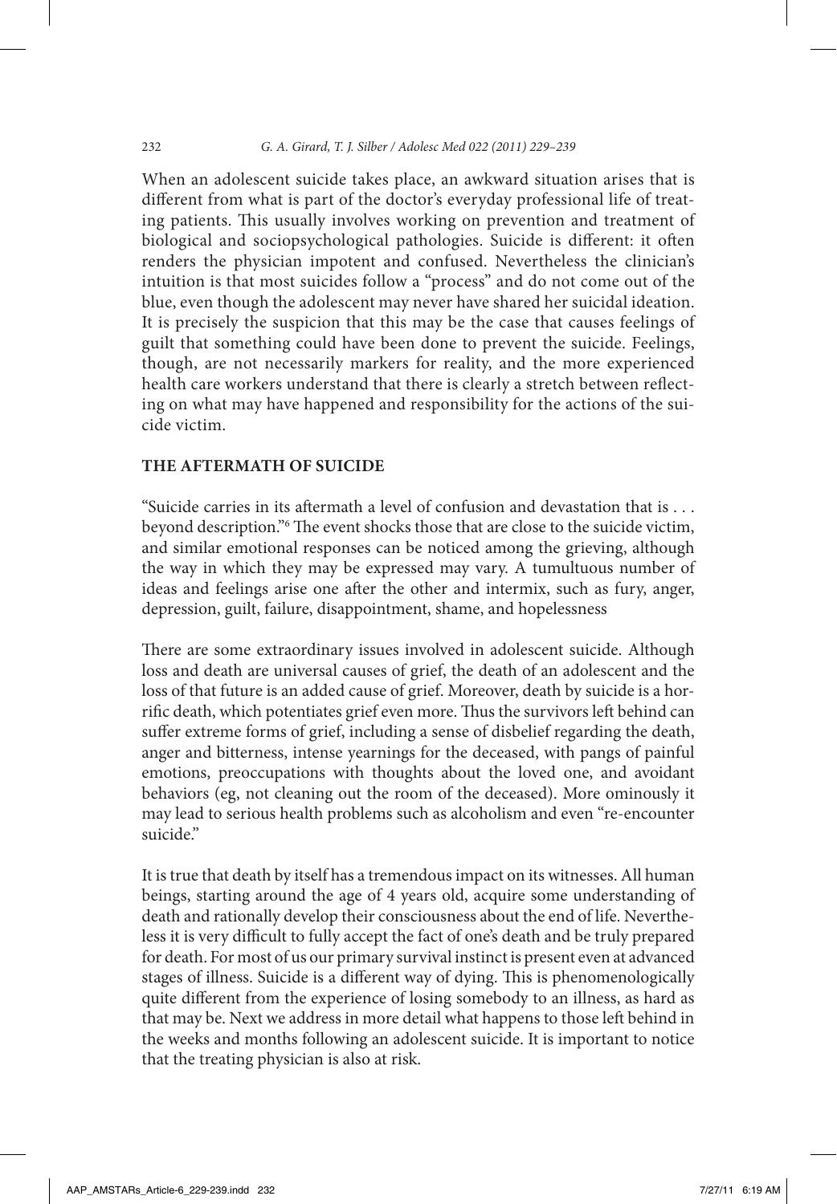When an adolescent suicide takes place, an awkward situation arises that is different from what is part of the doctor's everyday professional life of treating patients. This usually involves working on prevention and treatment of biological and sociopsychological pathologies. Suicide is different: it often renders the physician impotent and confused. Nevertheless the clinician's intuition is that most suicides follow a "process" and do not come out of the blue, even though the adolescent may never have shared her suicidal ideation. It is precisely the suspicion that this may be the case that causes feelings of guilt that something could have been done to prevent the suicide. Feelings, though, are not necessarily markers for reality, and the more experienced health care workers understand that there is clearly a stretch between reflecting on what may have happened and responsibility for the actions of the suicide victim.

## THE AFTERMATH OF SUICIDE

"Suicide carries in its aftermath a level of confusion and devastation that is . . . beyond description."[6] The event shocks those that are close to the suicide victim, and similar emotional responses can be noticed among the grieving, although the way in which they may be expressed may vary. A tumultuous number of ideas and feelings arise one after the other and intermix, such as fury, anger, depression, guilt, failure, disappointment, shame, and hopelessness

There are some extraordinary issues involved in adolescent suicide. Although loss and death are universal causes of grief, the death of an adolescent and the loss of that future is an added cause of grief. Moreover, death by suicide is a horrific death, which potentiates grief even more. Thus the survivors left behind can suffer extreme forms of grief, including a sense of disbelief regarding the death, anger and bitterness, intense yearnings for the deceased, with pangs of painful emotions, preoccupations with thoughts about the loved one, and avoidant behaviors (eg, not cleaning out the room of the deceased). More ominously it may lead to serious health problems such as alcoholism and even "re-encounter suicide."

It is true that death by itself has a tremendous impact on its witnesses. All human beings, starting around the age of 4 years old, acquire some understanding of death and rationally develop their consciousness about the end of life. Nevertheless it is very difficult to fully accept the fact of one's death and be truly prepared for death. For most of us our primary survival instinct is present even at advanced stages of illness. Suicide is a different way of dying. This is phenomenologically quite different from the experience of losing somebody to an illness, as hard as that may be. Next we address in more detail what happens to those left behind in the weeks and months following an adolescent suicide. It is important to notice that the treating physician is also at risk.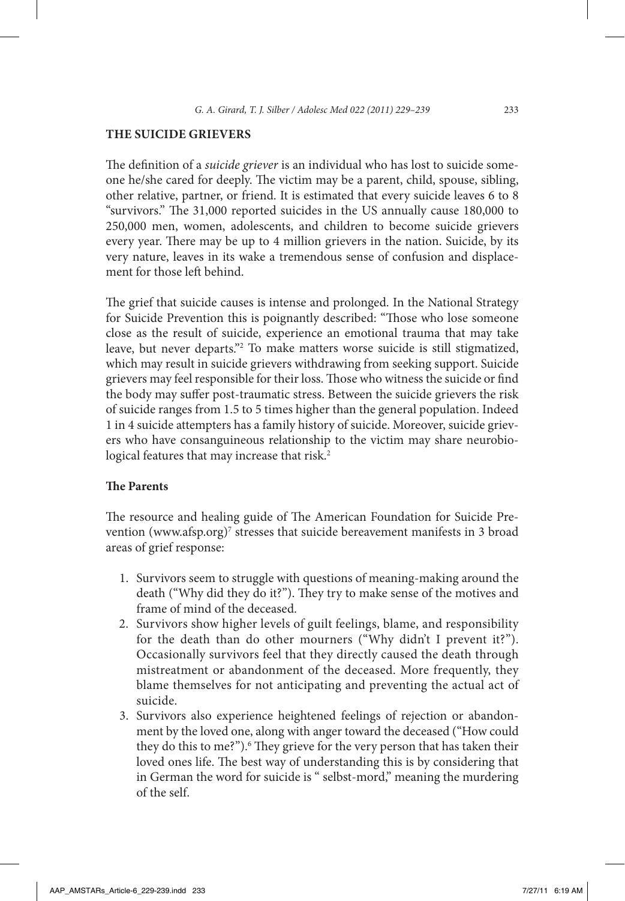## THE SUICIDE GRIEVERS

The definition of a *suicide griever* is an individual who has lost to suicide someone he/she cared for deeply. The victim may be a parent, child, spouse, sibling, other relative, partner, or friend. It is estimated that every suicide leaves 6 to 8 "survivors." The 31,000 reported suicides in the US annually cause 180,000 to 250,000 men, women, adolescents, and children to become suicide grievers every year. There may be up to 4 million grievers in the nation. Suicide, by its very nature, leaves in its wake a tremendous sense of confusion and displacement for those left behind.

The grief that suicide causes is intense and prolonged. In the National Strategy for Suicide Prevention this is poignantly described: "Those who lose someone close as the result of suicide, experience an emotional trauma that may take leave, but never departs."[2] To make matters worse suicide is still stigmatized, which may result in suicide grievers withdrawing from seeking support. Suicide grievers may feel responsible for their loss. Those who witness the suicide or find the body may suffer post-traumatic stress. Between the suicide grievers the risk of suicide ranges from 1.5 to 5 times higher than the general population. Indeed 1 in 4 suicide attempters has a family history of suicide. Moreover, suicide grievers who have consanguineous relationship to the victim may share neurobiological features that may increase that risk.[2]

### The Parents

The resource and healing guide of The American Foundation for Suicide Prevention (www.afsp.org)[7] stresses that suicide bereavement manifests in 3 broad areas of grief response:

1. Survivors seem to struggle with questions of meaning-making around the death ("Why did they do it?"). They try to make sense of the motives and frame of mind of the deceased.
2. Survivors show higher levels of guilt feelings, blame, and responsibility for the death than do other mourners ("Why didn't I prevent it?"). Occasionally survivors feel that they directly caused the death through mistreatment or abandonment of the deceased. More frequently, they blame themselves for not anticipating and preventing the actual act of suicide.
3. Survivors also experience heightened feelings of rejection or abandonment by the loved one, along with anger toward the deceased ("How could they do this to me?").[6] They grieve for the very person that has taken their loved ones life. The best way of understanding this is by considering that in German the word for suicide is " selbst-mord," meaning the murdering of the self.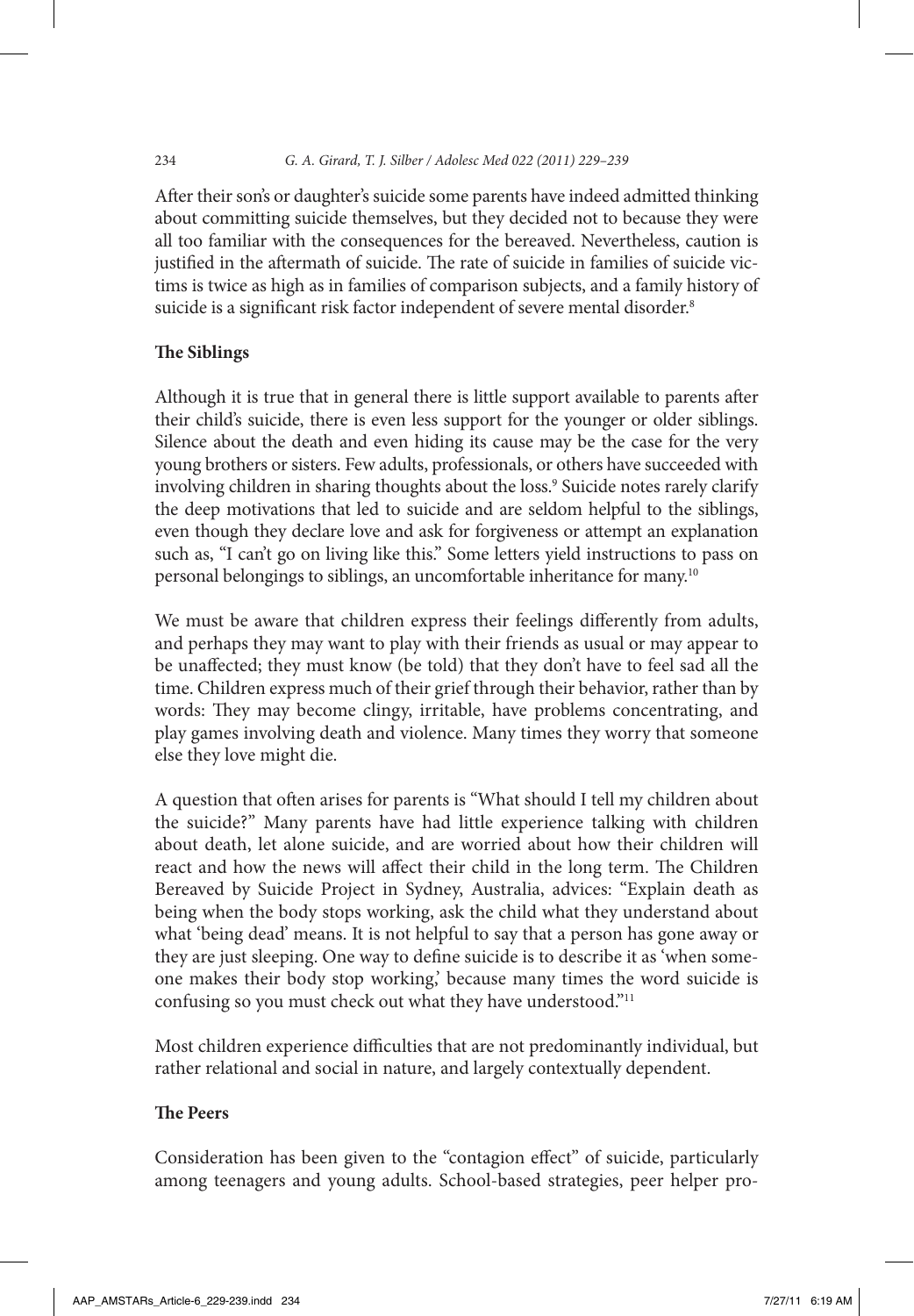After their son's or daughter's suicide some parents have indeed admitted thinking about committing suicide themselves, but they decided not to because they were all too familiar with the consequences for the bereaved. Nevertheless, caution is justified in the aftermath of suicide. The rate of suicide in families of suicide victims is twice as high as in families of comparison subjects, and a family history of suicide is a significant risk factor independent of severe mental disorder.[8]

### The Siblings

Although it is true that in general there is little support available to parents after their child's suicide, there is even less support for the younger or older siblings. Silence about the death and even hiding its cause may be the case for the very young brothers or sisters. Few adults, professionals, or others have succeeded with involving children in sharing thoughts about the loss.[9] Suicide notes rarely clarify the deep motivations that led to suicide and are seldom helpful to the siblings, even though they declare love and ask for forgiveness or attempt an explanation such as, "I can't go on living like this." Some letters yield instructions to pass on personal belongings to siblings, an uncomfortable inheritance for many.[10]

We must be aware that children express their feelings differently from adults, and perhaps they may want to play with their friends as usual or may appear to be unaffected; they must know (be told) that they don't have to feel sad all the time. Children express much of their grief through their behavior, rather than by words: They may become clingy, irritable, have problems concentrating, and play games involving death and violence. Many times they worry that someone else they love might die.

A question that often arises for parents is "What should I tell my children about the suicide?" Many parents have had little experience talking with children about death, let alone suicide, and are worried about how their children will react and how the news will affect their child in the long term. The Children Bereaved by Suicide Project in Sydney, Australia, advices: "Explain death as being when the body stops working, ask the child what they understand about what 'being dead' means. It is not helpful to say that a person has gone away or they are just sleeping. One way to define suicide is to describe it as 'when someone makes their body stop working,' because many times the word suicide is confusing so you must check out what they have understood."[11]

Most children experience difficulties that are not predominantly individual, but rather relational and social in nature, and largely contextually dependent.

### The Peers

Consideration has been given to the "contagion effect" of suicide, particularly among teenagers and young adults. School-based strategies, peer helper pro-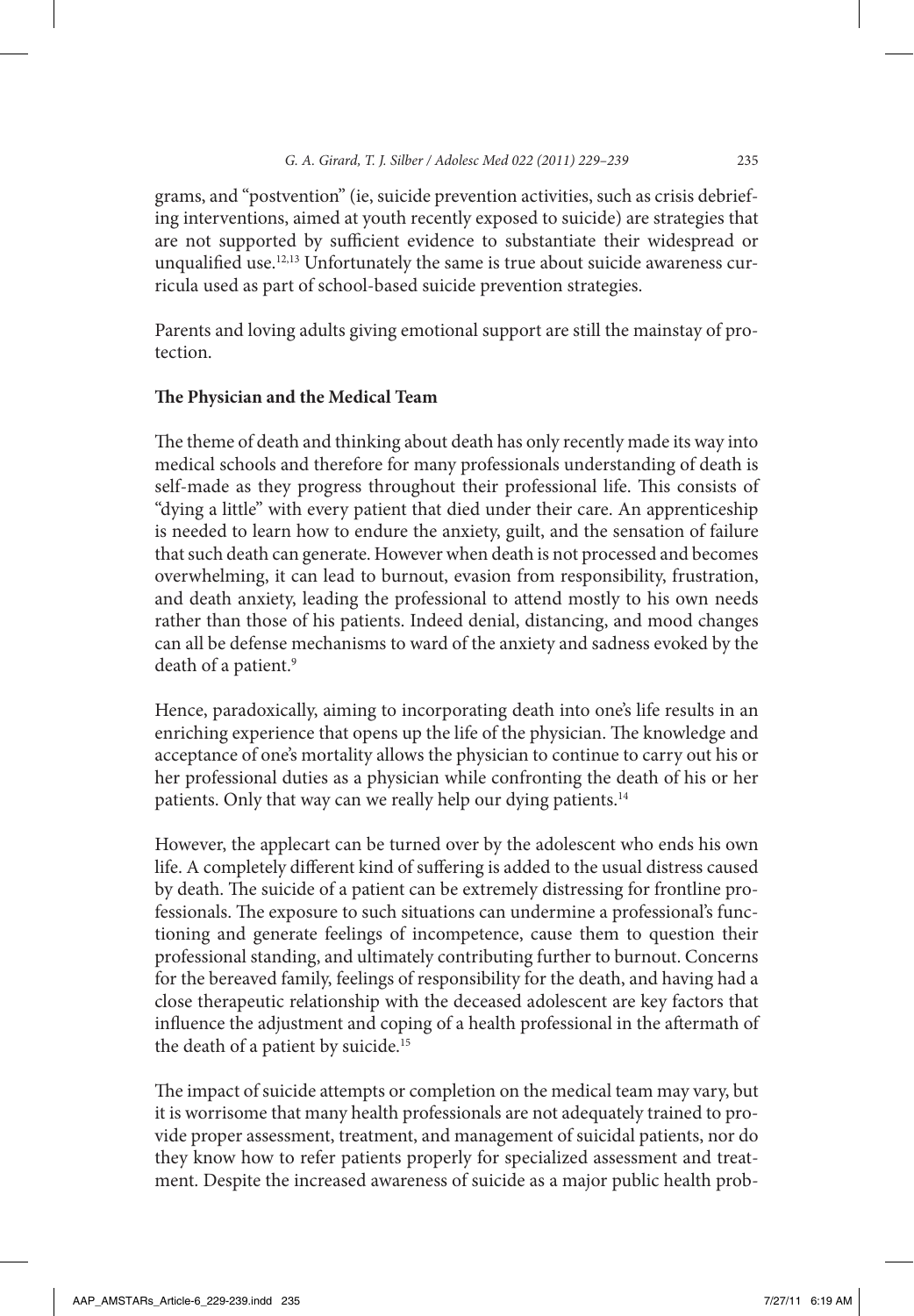grams, and "postvention" (ie, suicide prevention activities, such as crisis debriefing interventions, aimed at youth recently exposed to suicide) are strategies that are not supported by sufficient evidence to substantiate their widespread or unqualified use.[12,13] Unfortunately the same is true about suicide awareness curricula used as part of school-based suicide prevention strategies.

Parents and loving adults giving emotional support are still the mainstay of protection.

**The Physician and the Medical Team**

The theme of death and thinking about death has only recently made its way into medical schools and therefore for many professionals understanding of death is self-made as they progress throughout their professional life. This consists of "dying a little" with every patient that died under their care. An apprenticeship is needed to learn how to endure the anxiety, guilt, and the sensation of failure that such death can generate. However when death is not processed and becomes overwhelming, it can lead to burnout, evasion from responsibility, frustration, and death anxiety, leading the professional to attend mostly to his own needs rather than those of his patients. Indeed denial, distancing, and mood changes can all be defense mechanisms to ward of the anxiety and sadness evoked by the death of a patient.[9]

Hence, paradoxically, aiming to incorporating death into one's life results in an enriching experience that opens up the life of the physician. The knowledge and acceptance of one's mortality allows the physician to continue to carry out his or her professional duties as a physician while confronting the death of his or her patients. Only that way can we really help our dying patients.[14]

However, the applecart can be turned over by the adolescent who ends his own life. A completely different kind of suffering is added to the usual distress caused by death. The suicide of a patient can be extremely distressing for frontline professionals. The exposure to such situations can undermine a professional's functioning and generate feelings of incompetence, cause them to question their professional standing, and ultimately contributing further to burnout. Concerns for the bereaved family, feelings of responsibility for the death, and having had a close therapeutic relationship with the deceased adolescent are key factors that influence the adjustment and coping of a health professional in the aftermath of the death of a patient by suicide.[15]

The impact of suicide attempts or completion on the medical team may vary, but it is worrisome that many health professionals are not adequately trained to provide proper assessment, treatment, and management of suicidal patients, nor do they know how to refer patients properly for specialized assessment and treatment. Despite the increased awareness of suicide as a major public health prob-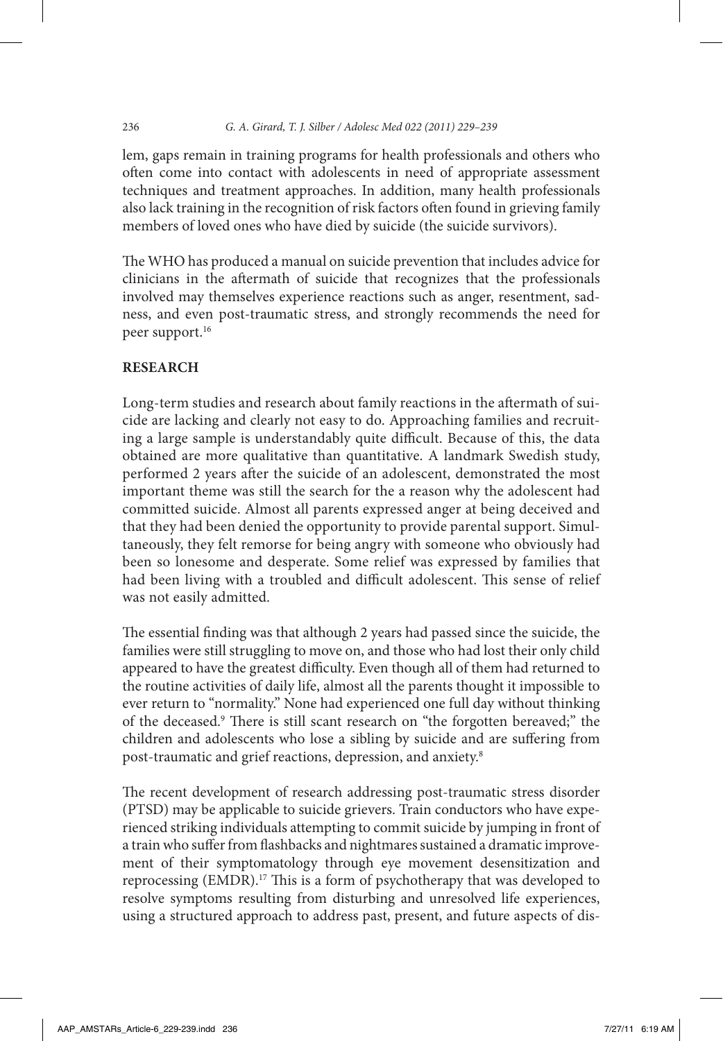lem, gaps remain in training programs for health professionals and others who often come into contact with adolescents in need of appropriate assessment techniques and treatment approaches. In addition, many health professionals also lack training in the recognition of risk factors often found in grieving family members of loved ones who have died by suicide (the suicide survivors).

The WHO has produced a manual on suicide prevention that includes advice for clinicians in the aftermath of suicide that recognizes that the professionals involved may themselves experience reactions such as anger, resentment, sadness, and even post-traumatic stress, and strongly recommends the need for peer support.[16]

## RESEARCH

Long-term studies and research about family reactions in the aftermath of suicide are lacking and clearly not easy to do. Approaching families and recruiting a large sample is understandably quite difficult. Because of this, the data obtained are more qualitative than quantitative. A landmark Swedish study, performed 2 years after the suicide of an adolescent, demonstrated the most important theme was still the search for the a reason why the adolescent had committed suicide. Almost all parents expressed anger at being deceived and that they had been denied the opportunity to provide parental support. Simultaneously, they felt remorse for being angry with someone who obviously had been so lonesome and desperate. Some relief was expressed by families that had been living with a troubled and difficult adolescent. This sense of relief was not easily admitted.

The essential finding was that although 2 years had passed since the suicide, the families were still struggling to move on, and those who had lost their only child appeared to have the greatest difficulty. Even though all of them had returned to the routine activities of daily life, almost all the parents thought it impossible to ever return to "normality." None had experienced one full day without thinking of the deceased.[9] There is still scant research on "the forgotten bereaved;" the children and adolescents who lose a sibling by suicide and are suffering from post-traumatic and grief reactions, depression, and anxiety.[8]

The recent development of research addressing post-traumatic stress disorder (PTSD) may be applicable to suicide grievers. Train conductors who have experienced striking individuals attempting to commit suicide by jumping in front of a train who suffer from flashbacks and nightmares sustained a dramatic improvement of their symptomatology through eye movement desensitization and reprocessing (EMDR).[17] This is a form of psychotherapy that was developed to resolve symptoms resulting from disturbing and unresolved life experiences, using a structured approach to address past, present, and future aspects of dis-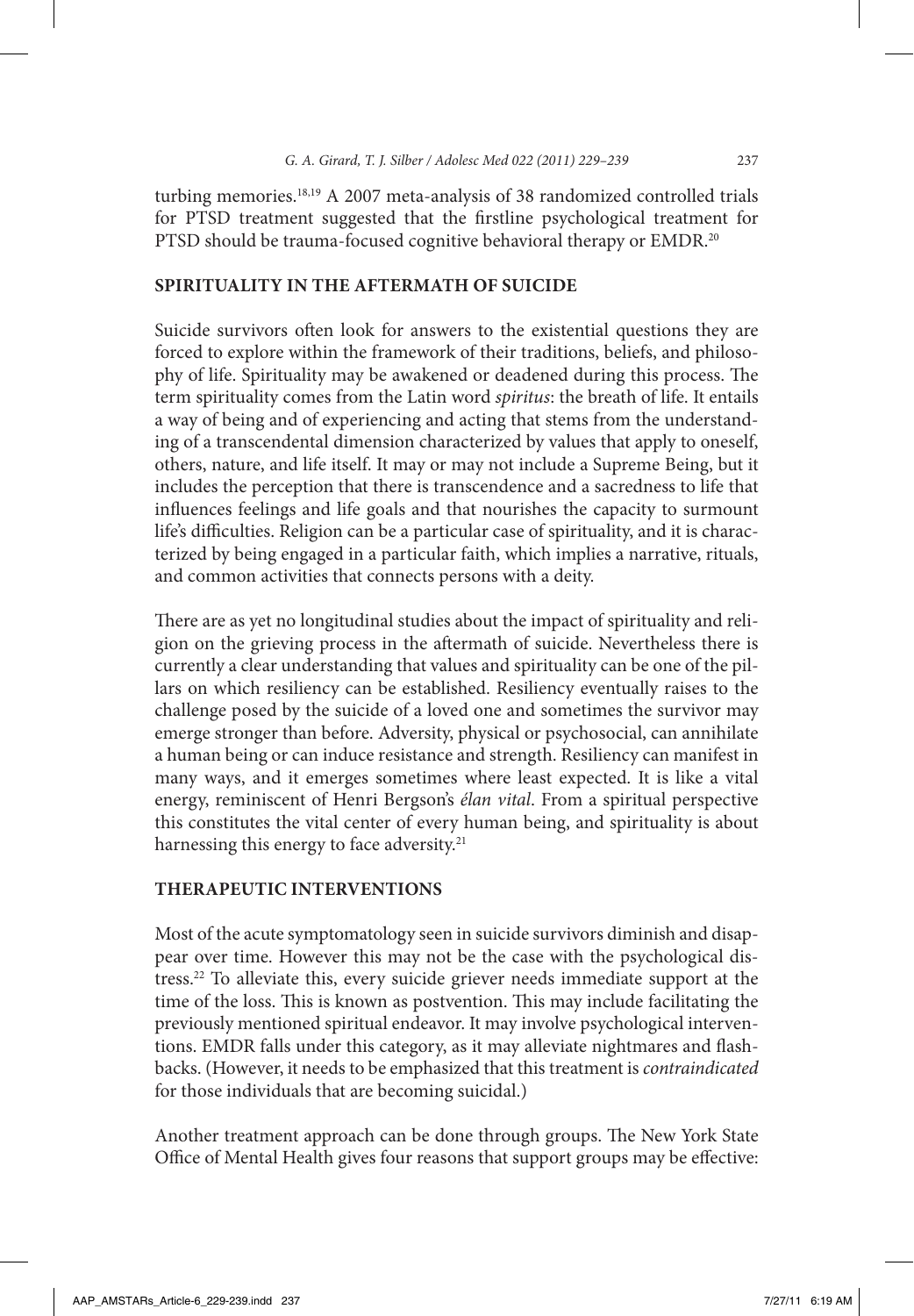turbing memories.[18,19] A 2007 meta-analysis of 38 randomized controlled trials for PTSD treatment suggested that the firstline psychological treatment for PTSD should be trauma-focused cognitive behavioral therapy or EMDR.[20]

## SPIRITUALITY IN THE AFTERMATH OF SUICIDE

Suicide survivors often look for answers to the existential questions they are forced to explore within the framework of their traditions, beliefs, and philosophy of life. Spirituality may be awakened or deadened during this process. The term spirituality comes from the Latin word *spiritus*: the breath of life. It entails a way of being and of experiencing and acting that stems from the understanding of a transcendental dimension characterized by values that apply to oneself, others, nature, and life itself. It may or may not include a Supreme Being, but it includes the perception that there is transcendence and a sacredness to life that influences feelings and life goals and that nourishes the capacity to surmount life's difficulties. Religion can be a particular case of spirituality, and it is characterized by being engaged in a particular faith, which implies a narrative, rituals, and common activities that connects persons with a deity.

There are as yet no longitudinal studies about the impact of spirituality and religion on the grieving process in the aftermath of suicide. Nevertheless there is currently a clear understanding that values and spirituality can be one of the pillars on which resiliency can be established. Resiliency eventually raises to the challenge posed by the suicide of a loved one and sometimes the survivor may emerge stronger than before. Adversity, physical or psychosocial, can annihilate a human being or can induce resistance and strength. Resiliency can manifest in many ways, and it emerges sometimes where least expected. It is like a vital energy, reminiscent of Henri Bergson's *élan vital*. From a spiritual perspective this constitutes the vital center of every human being, and spirituality is about harnessing this energy to face adversity.[21]

## THERAPEUTIC INTERVENTIONS

Most of the acute symptomatology seen in suicide survivors diminish and disappear over time. However this may not be the case with the psychological distress.[22] To alleviate this, every suicide griever needs immediate support at the time of the loss. This is known as postvention. This may include facilitating the previously mentioned spiritual endeavor. It may involve psychological interventions. EMDR falls under this category, as it may alleviate nightmares and flashbacks. (However, it needs to be emphasized that this treatment is *contraindicated* for those individuals that are becoming suicidal.)

Another treatment approach can be done through groups. The New York State Office of Mental Health gives four reasons that support groups may be effective: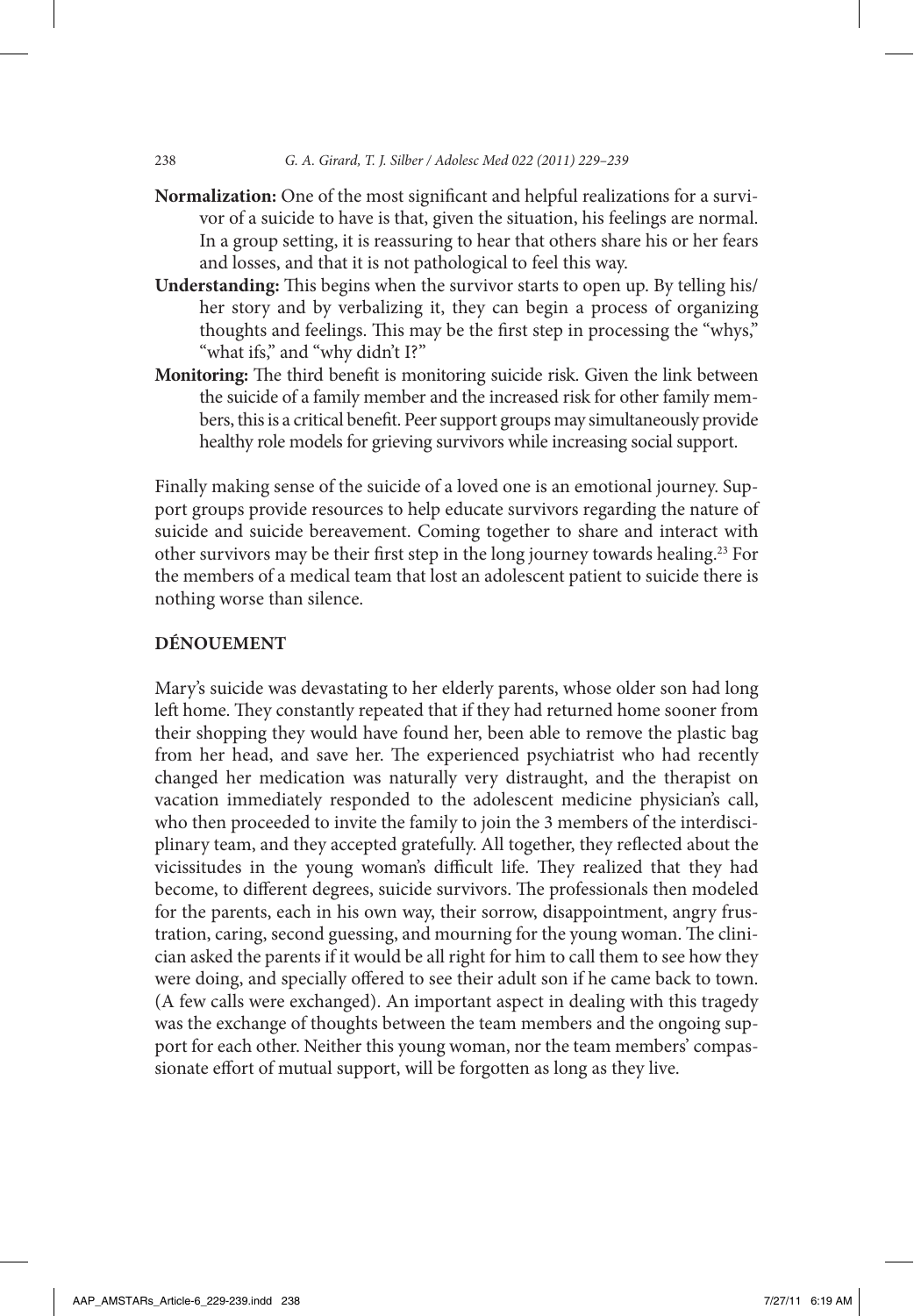**Normalization:** One of the most significant and helpful realizations for a survivor of a suicide to have is that, given the situation, his feelings are normal. In a group setting, it is reassuring to hear that others share his or her fears and losses, and that it is not pathological to feel this way.

**Understanding:** This begins when the survivor starts to open up. By telling his/her story and by verbalizing it, they can begin a process of organizing thoughts and feelings. This may be the first step in processing the "whys," "what ifs," and "why didn't I?"

**Monitoring:** The third benefit is monitoring suicide risk. Given the link between the suicide of a family member and the increased risk for other family members, this is a critical benefit. Peer support groups may simultaneously provide healthy role models for grieving survivors while increasing social support.

Finally making sense of the suicide of a loved one is an emotional journey. Support groups provide resources to help educate survivors regarding the nature of suicide and suicide bereavement. Coming together to share and interact with other survivors may be their first step in the long journey towards healing.[23] For the members of a medical team that lost an adolescent patient to suicide there is nothing worse than silence.

## DÉNOUEMENT

Mary's suicide was devastating to her elderly parents, whose older son had long left home. They constantly repeated that if they had returned home sooner from their shopping they would have found her, been able to remove the plastic bag from her head, and save her. The experienced psychiatrist who had recently changed her medication was naturally very distraught, and the therapist on vacation immediately responded to the adolescent medicine physician's call, who then proceeded to invite the family to join the 3 members of the interdisciplinary team, and they accepted gratefully. All together, they reflected about the vicissitudes in the young woman's difficult life. They realized that they had become, to different degrees, suicide survivors. The professionals then modeled for the parents, each in his own way, their sorrow, disappointment, angry frustration, caring, second guessing, and mourning for the young woman. The clinician asked the parents if it would be all right for him to call them to see how they were doing, and specially offered to see their adult son if he came back to town. (A few calls were exchanged). An important aspect in dealing with this tragedy was the exchange of thoughts between the team members and the ongoing support for each other. Neither this young woman, nor the team members' compassionate effort of mutual support, will be forgotten as long as they live.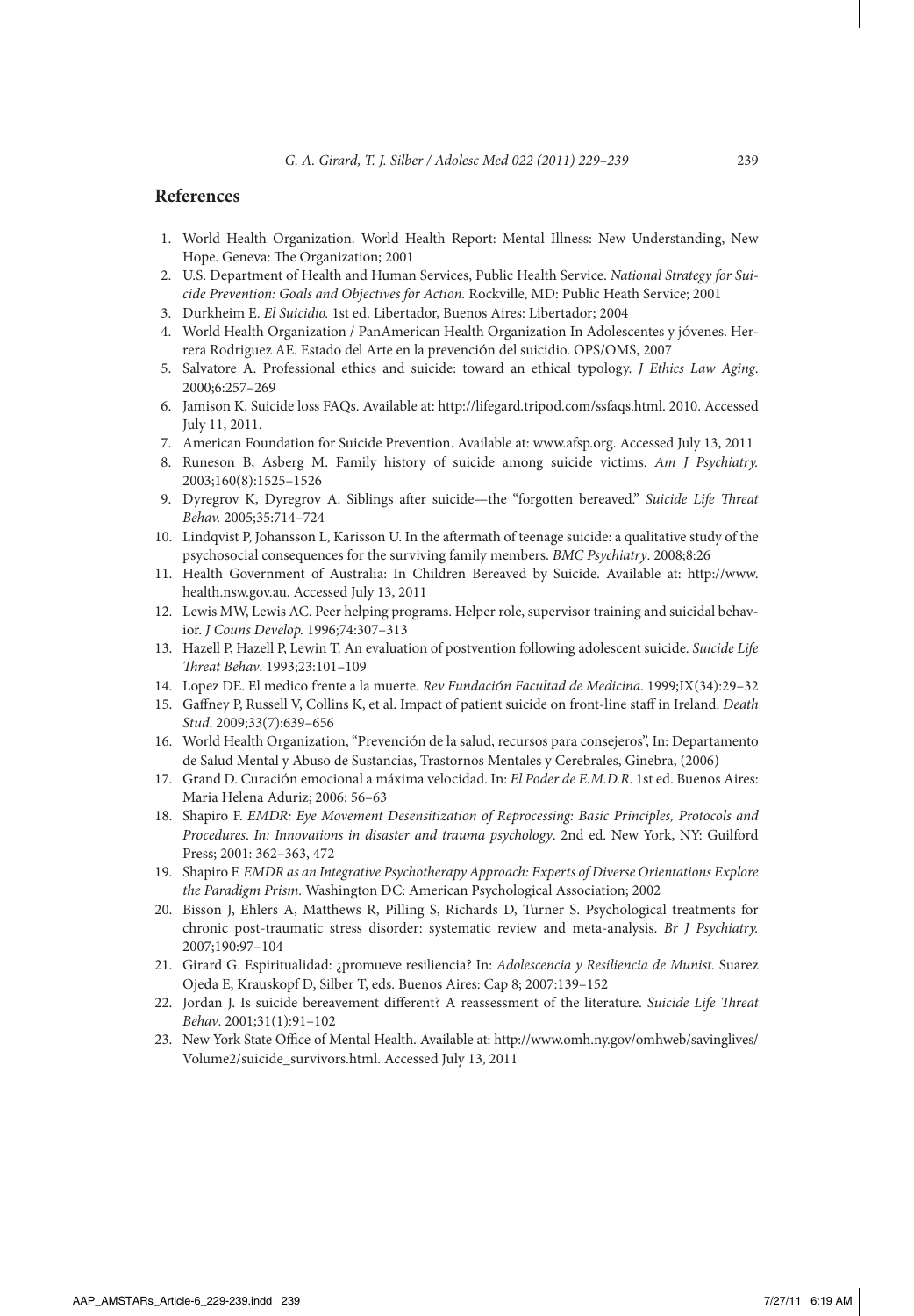## References

1. World Health Organization. World Health Report: Mental Illness: New Understanding, New Hope. Geneva: The Organization; 2001
2. U.S. Department of Health and Human Services, Public Health Service. *National Strategy for Suicide Prevention: Goals and Objectives for Action.* Rockville, MD: Public Heath Service; 2001
3. Durkheim E. *El Suicidio.* 1st ed. Libertador, Buenos Aires: Libertador; 2004
4. World Health Organization / PanAmerican Health Organization In Adolescentes y jóvenes. Herrera Rodriguez AE. Estado del Arte en la prevención del suicidio. OPS/OMS, 2007
5. Salvatore A. Professional ethics and suicide: toward an ethical typology. *J Ethics Law Aging*. 2000;6:257–269
6. Jamison K. Suicide loss FAQs. Available at: http://lifegard.tripod.com/ssfaqs.html. 2010. Accessed July 11, 2011.
7. American Foundation for Suicide Prevention. Available at: www.afsp.org. Accessed July 13, 2011
8. Runeson B, Asberg M. Family history of suicide among suicide victims. *Am J Psychiatry.* 2003;160(8):1525–1526
9. Dyregrov K, Dyregrov A. Siblings after suicide—the "forgotten bereaved." *Suicide Life Threat Behav.* 2005;35:714–724
10. Lindqvist P, Johansson L, Karisson U. In the aftermath of teenage suicide: a qualitative study of the psychosocial consequences for the surviving family members. *BMC Psychiatry*. 2008;8:26
11. Health Government of Australia: In Children Bereaved by Suicide. Available at: http://www.health.nsw.gov.au. Accessed July 13, 2011
12. Lewis MW, Lewis AC. Peer helping programs. Helper role, supervisor training and suicidal behavior. *J Couns Develop.* 1996;74:307–313
13. Hazell P, Hazell P, Lewin T. An evaluation of postvention following adolescent suicide. *Suicide Life Threat Behav*. 1993;23:101–109
14. Lopez DE. El medico frente a la muerte. *Rev Fundación Facultad de Medicina*. 1999;IX(34):29–32
15. Gaffney P, Russell V, Collins K, et al. Impact of patient suicide on front-line staff in Ireland. *Death Stud*. 2009;33(7):639–656
16. World Health Organization, "Prevención de la salud, recursos para consejeros", In: Departamento de Salud Mental y Abuso de Sustancias, Trastornos Mentales y Cerebrales, Ginebra, (2006)
17. Grand D. Curación emocional a máxima velocidad. In: *El Poder de E.M.D.R*. 1st ed. Buenos Aires: Maria Helena Aduriz; 2006: 56–63
18. Shapiro F. *EMDR: Eye Movement Desensitization of Reprocessing: Basic Principles, Protocols and Procedures*. *In: Innovations in disaster and trauma psychology*. 2nd ed. New York, NY: Guilford Press; 2001: 362–363, 472
19. Shapiro F. *EMDR as an Integrative Psychotherapy Approach: Experts of Diverse Orientations Explore the Paradigm Prism.* Washington DC: American Psychological Association; 2002
20. Bisson J, Ehlers A, Matthews R, Pilling S, Richards D, Turner S. Psychological treatments for chronic post-traumatic stress disorder: systematic review and meta-analysis. *Br J Psychiatry.* 2007;190:97–104
21. Girard G. Espiritualidad: ¿promueve resiliencia? In: *Adolescencia y Resiliencia de Munist*. Suarez Ojeda E, Krauskopf D, Silber T, eds. Buenos Aires: Cap 8; 2007:139–152
22. Jordan J. Is suicide bereavement different? A reassessment of the literature. *Suicide Life Threat Behav*. 2001;31(1):91–102
23. New York State Office of Mental Health. Available at: http://www.omh.ny.gov/omhweb/savinglives/Volume2/suicide_survivors.html. Accessed July 13, 2011